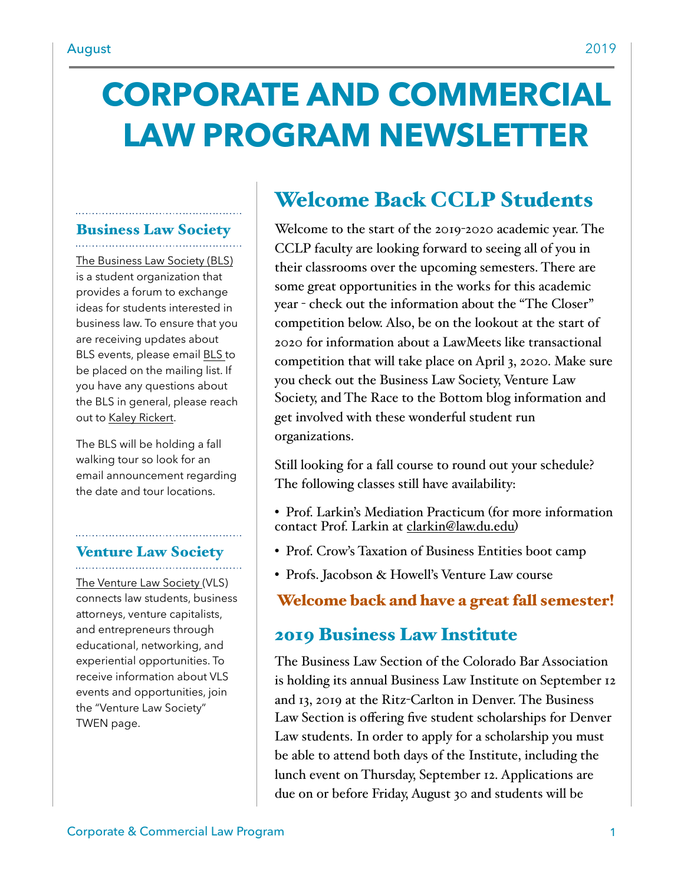# CORPORATE AND COMMERCIAL LAW PROGRAM NEWSLETTER

August 2019

## Welcome Back CCLP Students

Welcome to the start of the 2019-2020 academic year. The CCLP faculty are looking forward to seeing all of you in their classrooms over the upcoming semesters. There are some great opportunities in the works for this academic year - check out the information about the "The Closer" competition below. Also, be on the lookout at the start of 2020 for information about a LawMeets like transactional competition that will take place on April 3, 2020. Make sure you check out the Business Law Society, Venture Law Society, and The Race to the Bottom blog information and get involved with these wonderful student run organizations.

Still looking for a fall course to round out your schedule? The following classes still have availability:

- Prof. Larkin's Mediation Practicum (for more information contact Prof. Larkin at clarkin@law.du.edu)
- Prof. Crow's Taxation of Business Entities boot camp
- Profs. Jacobson & Howell's Venture Law course

**Welcome back and have a great fall semester!**

## 2019 Business Law Institute

The Business Law Section of the Colorado Bar Association is holding its annual Business Law Institute on September 12 and 13, 2019 at the Ritz-Carlton in Denver. The Business Law Section is offering five student scholarships for Denver Law students. In order to apply for a scholarship you must be able to attend both days of the Institute, including the lunch event on Thursday, September 12. Applications are due on or before Friday, August 30 and students will be

## Business Law Society

The Business Law Society (BLS) is a student organization that provides a forum to exchange ideas for students interested in business law. To ensure that you are receiving updates about BLS events, please email BLS to be placed on the mailing list. If you have any questions about the BLS in general, please reach out to Kaley Rickert.

The BLS will be holding a fall walking tour so look for an email announcement regarding the date and tour locations.

## Venture Law Society

The Venture Law Society (VLS) connects law students, business attorneys, venture capitalists, and entrepreneurs through educational, networking, and experiential opportunities. To receive information about VLS events and opportunities, join the "Venture Law Society" TWEN page.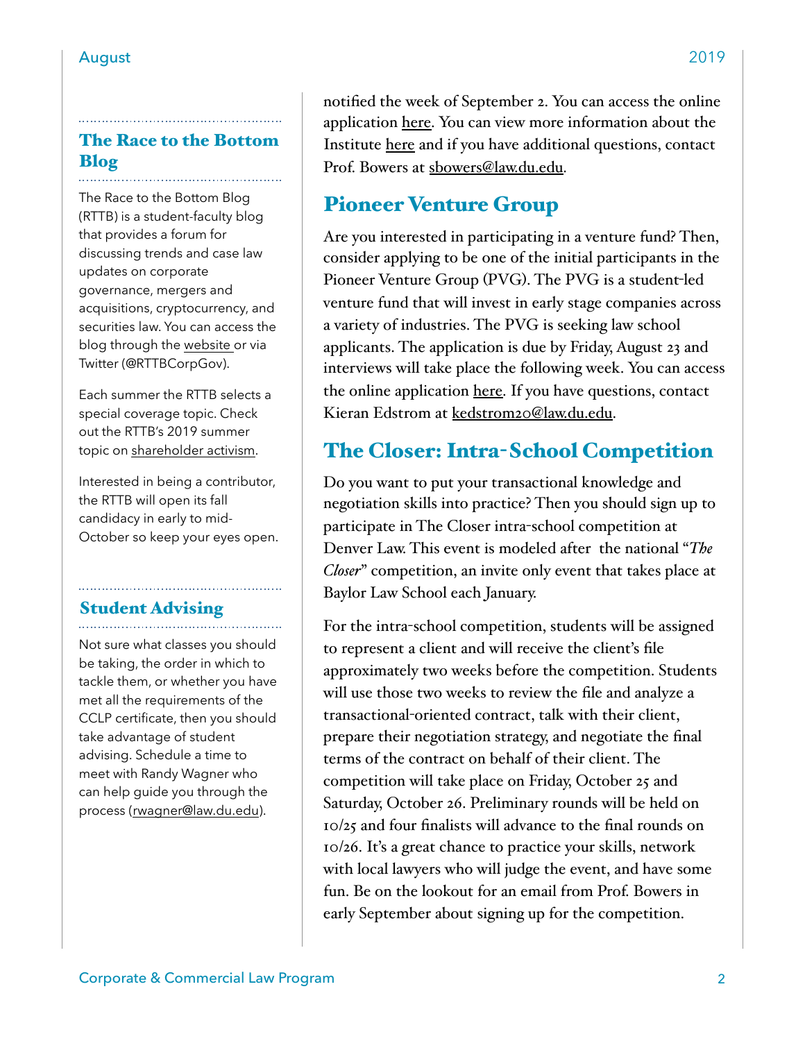## The Race to the Bottom Blog

The Race to the Bottom Blog (RTTB) is a student-faculty blog that provides a forum for discussing trends and case law updates on corporate governance, mergers and acquisitions, cryptocurrency, and securities law. You can access the blog through the website or via Twitter (@RTTBCorpGov).

Each summer the RTTB selects a special coverage topic. Check out the RTTB's 2019 summer topic on shareholder activism.

Interested in being a contributor, the RTTB will open its fall candidacy in early to mid-October so keep your eyes open.

## Student Advising

Not sure what classes you should be taking, the order in which to tackle them, or whether you have met all the requirements of the CCLP certificate, then you should take advantage of student advising. Schedule a time to meet with Randy Wagner who can help guide you through the process (rwagner@law.du.edu).

notified the week of September 2. You can access the online application here. You can view more information about the Institute here and if you have additional questions, contact Prof. Bowers at sbowers@law.du.edu.

## Pioneer Venture Group

Are you interested in participating in a venture fund? Then, consider applying to be one of the initial participants in the Pioneer Venture Group (PVG). The PVG is a student-led venture fund that will invest in early stage companies across a variety of industries. The PVG is seeking law school applicants. The application is due by Friday, August 23 and interviews will take place the following week. You can access the online application here. If you have questions, contact Kieran Edstrom at kedstrom20@law.du.edu.

## The Closer: Intra-School Competition

Do you want to put your transactional knowledge and negotiation skills into practice? Then you should sign up to participate in The Closer intra-school competition at Denver Law. This event is modeled after the national "*The Closer*" competition, an invite only event that takes place at Baylor Law School each January.

For the intra-school competition, students will be assigned to represent a client and will receive the client's file approximately two weeks before the competition. Students will use those two weeks to review the file and analyze a transactional-oriented contract, talk with their client, prepare their negotiation strategy, and negotiate the final terms of the contract on behalf of their client. The competition will take place on Friday, October 25 and Saturday, October 26. Preliminary rounds will be held on 10/25 and four finalists will advance to the final rounds on 10/26. It's a great chance to practice your skills, network with local lawyers who will judge the event, and have some fun. Be on the lookout for an email from Prof. Bowers in early September about signing up for the competition.